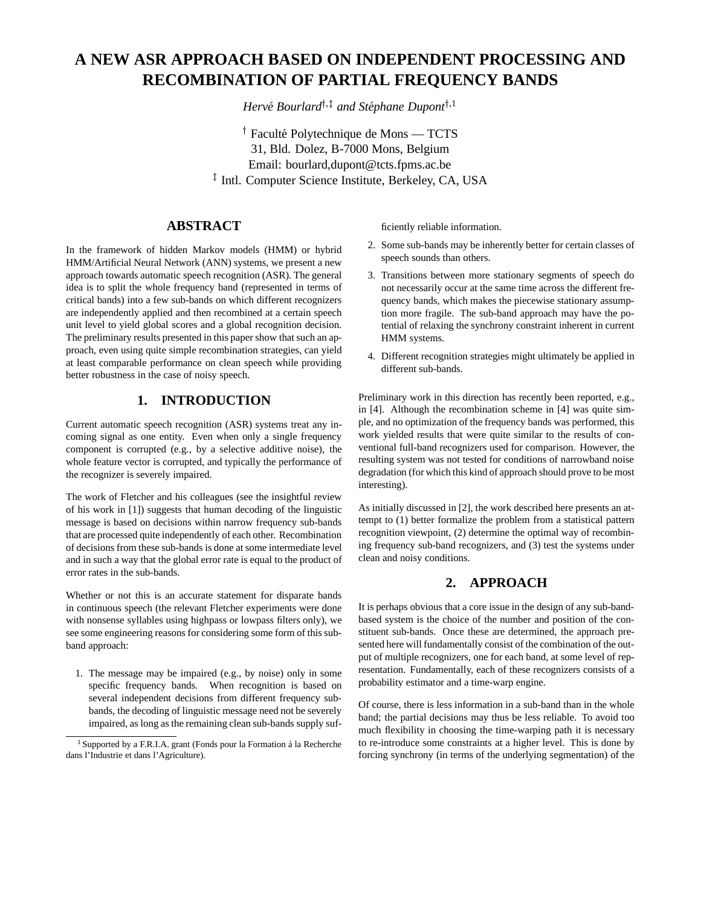# A NEW ASR APPROACH BASED ON INDEPENDENT PROCESSING AND RECOMBINATION OF PARTIAL FREQUENCY BANDS

*Hervé Bourlard*[†,‡] *and Stéphane Dupont*[†,1]

[†] Faculté Polytechnique de Mons — TCTS
31, Bld. Dolez, B-7000 Mons, Belgium
Email: bourlard,dupont@tcts.fpms.ac.be
[‡] Intl. Computer Science Institute, Berkeley, CA, USA

## ABSTRACT

In the framework of hidden Markov models (HMM) or hybrid HMM/Artificial Neural Network (ANN) systems, we present a new approach towards automatic speech recognition (ASR). The general idea is to split the whole frequency band (represented in terms of critical bands) into a few sub-bands on which different recognizers are independently applied and then recombined at a certain speech unit level to yield global scores and a global recognition decision. The preliminary results presented in this paper show that such an approach, even using quite simple recombination strategies, can yield at least comparable performance on clean speech while providing better robustness in the case of noisy speech.

## 1. INTRODUCTION

Current automatic speech recognition (ASR) systems treat any incoming signal as one entity. Even when only a single frequency component is corrupted (e.g., by a selective additive noise), the whole feature vector is corrupted, and typically the performance of the recognizer is severely impaired.

The work of Fletcher and his colleagues (see the insightful review of his work in [1]) suggests that human decoding of the linguistic message is based on decisions within narrow frequency sub-bands that are processed quite independently of each other. Recombination of decisions from these sub-bands is done at some intermediate level and in such a way that the global error rate is equal to the product of error rates in the sub-bands.

Whether or not this is an accurate statement for disparate bands in continuous speech (the relevant Fletcher experiments were done with nonsense syllables using highpass or lowpass filters only), we see some engineering reasons for considering some form of this sub-band approach:

1. The message may be impaired (e.g., by noise) only in some specific frequency bands. When recognition is based on several independent decisions from different frequency sub-bands, the decoding of linguistic message need not be severely impaired, as long as the remaining clean sub-bands supply sufficiently reliable information.
2. Some sub-bands may be inherently better for certain classes of speech sounds than others.
3. Transitions between more stationary segments of speech do not necessarily occur at the same time across the different frequency bands, which makes the piecewise stationary assumption more fragile. The sub-band approach may have the potential of relaxing the synchrony constraint inherent in current HMM systems.
4. Different recognition strategies might ultimately be applied in different sub-bands.

Preliminary work in this direction has recently been reported, e.g., in [4]. Although the recombination scheme in [4] was quite simple, and no optimization of the frequency bands was performed, this work yielded results that were quite similar to the results of conventional full-band recognizers used for comparison. However, the resulting system was not tested for conditions of narrowband noise degradation (for which this kind of approach should prove to be most interesting).

As initially discussed in [2], the work described here presents an attempt to (1) better formalize the problem from a statistical pattern recognition viewpoint, (2) determine the optimal way of recombining frequency sub-band recognizers, and (3) test the systems under clean and noisy conditions.

## 2. APPROACH

It is perhaps obvious that a core issue in the design of any sub-band-based system is the choice of the number and position of the constituent sub-bands. Once these are determined, the approach presented here will fundamentally consist of the combination of the output of multiple recognizers, one for each band, at some level of representation. Fundamentally, each of these recognizers consists of a probability estimator and a time-warp engine.

Of course, there is less information in a sub-band than in the whole band; the partial decisions may thus be less reliable. To avoid too much flexibility in choosing the time-warping path it is necessary to re-introduce some constraints at a higher level. This is done by forcing synchrony (in terms of the underlying segmentation) of the

[1] Supported by a F.R.I.A. grant (Fonds pour la Formation à la Recherche dans l'Industrie et dans l'Agriculture).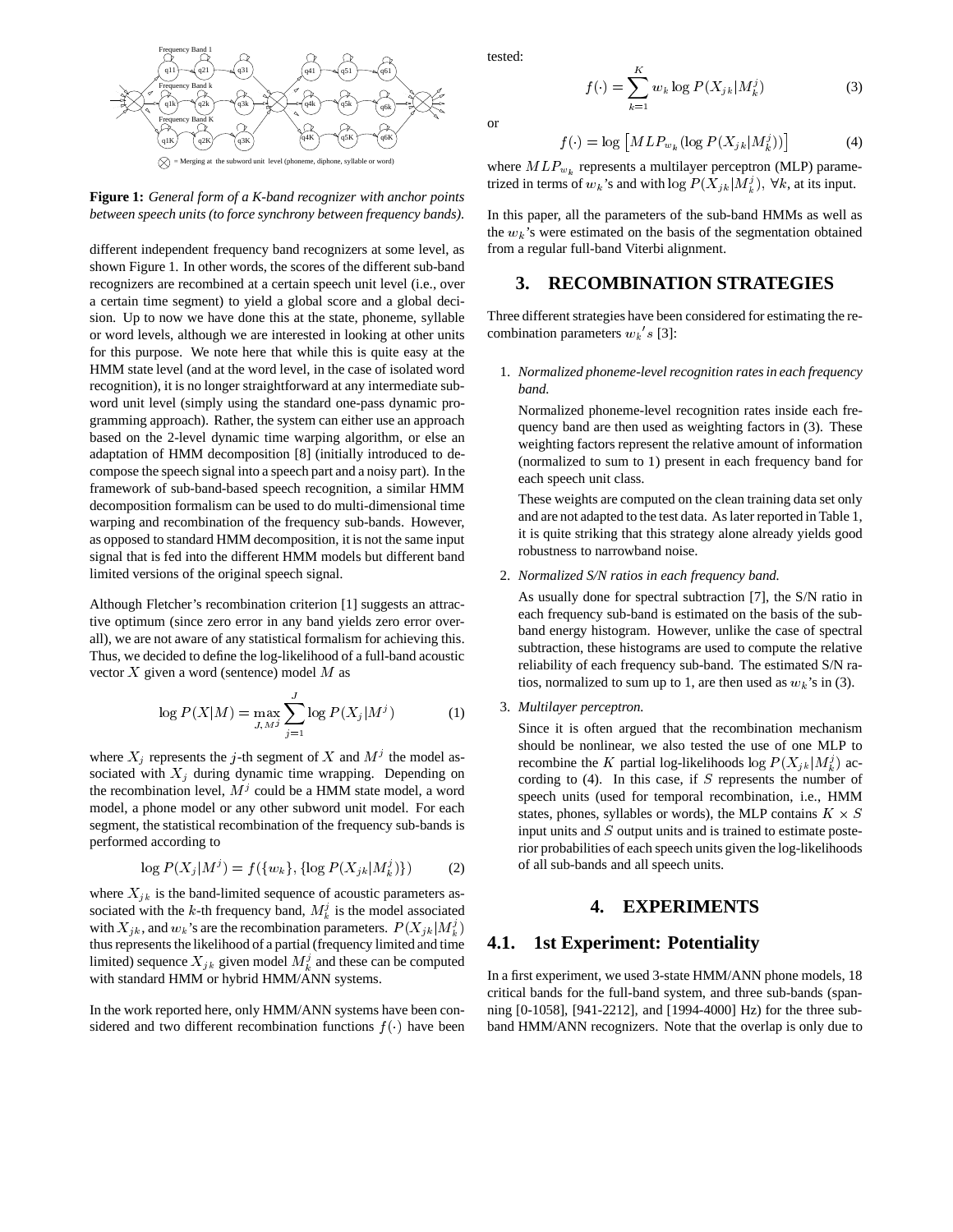**Figure 1:** *General form of a K-band recognizer with anchor points between speech units (to force synchrony between frequency bands).*

different independent frequency band recognizers at some level, as shown Figure 1. In other words, the scores of the different sub-band recognizers are recombined at a certain speech unit level (i.e., over a certain time segment) to yield a global score and a global decision. Up to now we have done this at the state, phoneme, syllable or word levels, although we are interested in looking at other units for this purpose. We note here that while this is quite easy at the HMM state level (and at the word level, in the case of isolated word recognition), it is no longer straightforward at any intermediate subword unit level (simply using the standard one-pass dynamic programming approach). Rather, the system can either use an approach based on the 2-level dynamic time warping algorithm, or else an adaptation of HMM decomposition [8] (initially introduced to decompose the speech signal into a speech part and a noisy part). In the framework of sub-band-based speech recognition, a similar HMM decomposition formalism can be used to do multi-dimensional time warping and recombination of the frequency sub-bands. However, as opposed to standard HMM decomposition, it is not the same input signal that is fed into the different HMM models but different band limited versions of the original speech signal.

Although Fletcher's recombination criterion [1] suggests an attractive optimum (since zero error in any band yields zero error overall), we are not aware of any statistical formalism for achieving this. Thus, we decided to define the log-likelihood of a full-band acoustic vector $X$ given a word (sentence) model $M$ as

$$\log P(X|M) = \max_{J, M^j} \sum_{j=1}^{J} \log P(X_j|M^j) \qquad (1)$$

where $X_j$ represents the $j$-th segment of $X$ and $M^j$ the model associated with $X_j$ during dynamic time wrapping. Depending on the recombination level, $M^j$ could be a HMM state model, a word model, a phone model or any other subword unit model. For each segment, the statistical recombination of the frequency sub-bands is performed according to

$$\log P(X_j|M^j) = f(\{w_k\}, \{\log P(X_{jk}|M_k^j)\}) \qquad (2)$$

where $X_{jk}$ is the band-limited sequence of acoustic parameters associated with the $k$-th frequency band, $M_k^j$ is the model associated with $X_{jk}$, and $w_k$'s are the recombination parameters. $P(X_{jk}|M_k^j)$ thus represents the likelihood of a partial (frequency limited and time limited) sequence $X_{jk}$ given model $M_k^j$ and these can be computed with standard HMM or hybrid HMM/ANN systems.

In the work reported here, only HMM/ANN systems have been considered and two different recombination functions $f(\cdot)$ have been tested:

$$f(\cdot) = \sum_{k=1}^{K} w_k \log P(X_{jk}|M_k^j) \qquad (3)$$

or

$$f(\cdot) = \log \left[ MLP_{w_k}(\log P(X_{jk}|M_k^j)) \right] \qquad (4)$$

where $MLP_{w_k}$ represents a multilayer perceptron (MLP) parametrized in terms of $w_k$'s and with $\log P(X_{jk}|M_k^j)$, $\forall k$, at its input.

In this paper, all the parameters of the sub-band HMMs as well as the $w_k$'s were estimated on the basis of the segmentation obtained from a regular full-band Viterbi alignment.

# 3. RECOMBINATION STRATEGIES

Three different strategies have been considered for estimating the recombination parameters $w_k{'}s$ [3]:

1. *Normalized phoneme-level recognition rates in each frequency band.*

   Normalized phoneme-level recognition rates inside each frequency band are then used as weighting factors in (3). These weighting factors represent the relative amount of information (normalized to sum to 1) present in each frequency band for each speech unit class.

   These weights are computed on the clean training data set only and are not adapted to the test data. As later reported in Table 1, it is quite striking that this strategy alone already yields good robustness to narrowband noise.

2. *Normalized S/N ratios in each frequency band.*

   As usually done for spectral subtraction [7], the S/N ratio in each frequency sub-band is estimated on the basis of the sub-band energy histogram. However, unlike the case of spectral subtraction, these histograms are used to compute the relative reliability of each frequency sub-band. The estimated S/N ratios, normalized to sum up to 1, are then used as $w_k$'s in (3).

3. *Multilayer perceptron.*

   Since it is often argued that the recombination mechanism should be nonlinear, we also tested the use of one MLP to recombine the $K$ partial log-likelihoods $\log P(X_{jk}|M_k^j)$ according to (4). In this case, if $S$ represents the number of speech units (used for temporal recombination, i.e., HMM states, phones, syllables or words), the MLP contains $K \times S$ input units and $S$ output units and is trained to estimate posterior probabilities of each speech units given the log-likelihoods of all sub-bands and all speech units.

# 4. EXPERIMENTS

## 4.1. 1st Experiment: Potentiality

In a first experiment, we used 3-state HMM/ANN phone models, 18 critical bands for the full-band system, and three sub-bands (spanning [0-1058], [941-2212], and [1994-4000] Hz) for the three sub-band HMM/ANN recognizers. Note that the overlap is only due to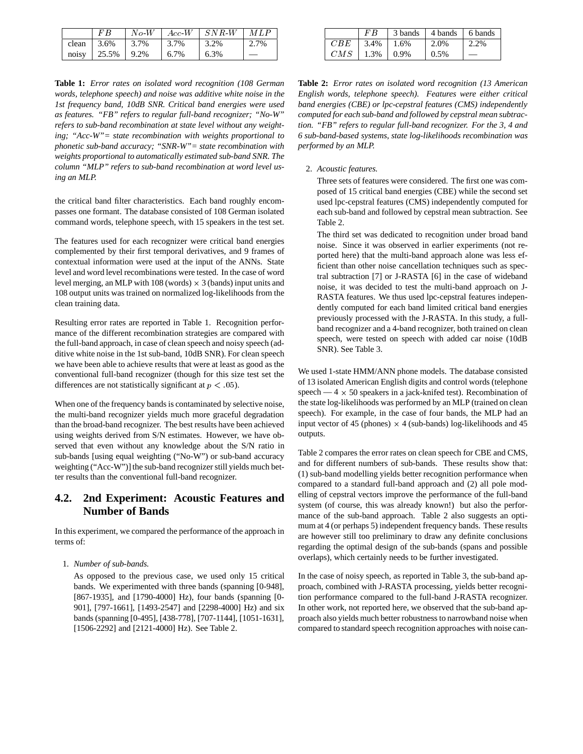|  | $FB$ | $No\text{-}W$ | $Acc\text{-}W$ | $SNR\text{-}W$ | $MLP$ |
|---|---|---|---|---|---|
| clean | 3.6% | 3.7% | 3.7% | 3.2% | 2.7% |
| noisy | 25.5% | 9.2% | 6.7% | 6.3% | — |

**Table 1:** *Error rates on isolated word recognition (108 German words, telephone speech) and noise was additive white noise in the 1st frequency band, 10dB SNR. Critical band energies were used as features. "FB" refers to regular full-band recognizer; "No-W" refers to sub-band recombination at state level without any weighting; "Acc-W"= state recombination with weights proportional to phonetic sub-band accuracy; "SNR-W"= state recombination with weights proportional to automatically estimated sub-band SNR. The column "MLP" refers to sub-band recombination at word level using an MLP.*

the critical band filter characteristics. Each band roughly encompasses one formant. The database consisted of 108 German isolated command words, telephone speech, with 15 speakers in the test set.

The features used for each recognizer were critical band energies complemented by their first temporal derivatives, and 9 frames of contextual information were used at the input of the ANNs. State level and word level recombinations were tested. In the case of word level merging, an MLP with 108 (words) $\times$ 3 (bands) input units and 108 output units was trained on normalized log-likelihoods from the clean training data.

Resulting error rates are reported in Table 1. Recognition performance of the different recombination strategies are compared with the full-band approach, in case of clean speech and noisy speech (additive white noise in the 1st sub-band, 10dB SNR). For clean speech we have been able to achieve results that were at least as good as the conventional full-band recognizer (though for this size test set the differences are not statistically significant at $p < .05$).

When one of the frequency bands is contaminated by selective noise, the multi-band recognizer yields much more graceful degradation than the broad-band recognizer. The best results have been achieved using weights derived from S/N estimates. However, we have observed that even without any knowledge about the S/N ratio in sub-bands [using equal weighting ("No-W") or sub-band accuracy weighting ("Acc-W")] the sub-band recognizer still yields much better results than the conventional full-band recognizer.

## 4.2. 2nd Experiment: Acoustic Features and Number of Bands

In this experiment, we compared the performance of the approach in terms of:

1. *Number of sub-bands.*

   As opposed to the previous case, we used only 15 critical bands. We experimented with three bands (spanning [0-948], [867-1935], and [1790-4000] Hz), four bands (spanning [0-901], [797-1661], [1493-2547] and [2298-4000] Hz) and six bands (spanning [0-495], [438-778], [707-1144], [1051-1631], [1506-2292] and [2121-4000] Hz). See Table 2.

2. *Acoustic features.*

   Three sets of features were considered. The first one was composed of 15 critical band energies (CBE) while the second set used lpc-cepstral features (CMS) independently computed for each sub-band and followed by cepstral mean subtraction. See Table 2.

   The third set was dedicated to recognition under broad band noise. Since it was observed in earlier experiments (not reported here) that the multi-band approach alone was less efficient than other noise cancellation techniques such as spectral subtraction [7] or J-RASTA [6] in the case of wideband noise, it was decided to test the multi-band approach on J-RASTA features. We thus used lpc-cepstral features independently computed for each band limited critical band energies previously processed with the J-RASTA. In this study, a full-band recognizer and a 4-band recognizer, both trained on clean speech, were tested on speech with added car noise (10dB SNR). See Table 3.

|  | $FB$ | 3 bands | 4 bands | 6 bands |
|---|---|---|---|---|
| $CBE$ | 3.4% | 1.6% | 2.0% | 2.2% |
| $CMS$ | 1.3% | 0.9% | 0.5% | — |

**Table 2:** *Error rates on isolated word recognition (13 American English words, telephone speech). Features were either critical band energies (CBE) or lpc-cepstral features (CMS) independently computed for each sub-band and followed by cepstral mean subtraction. "FB" refers to regular full-band recognizer. For the 3, 4 and 6 sub-band-based systems, state log-likelihoods recombination was performed by an MLP.*

We used 1-state HMM/ANN phone models. The database consisted of 13 isolated American English digits and control words (telephone speech — 4 $\times$ 50 speakers in a jack-knifed test). Recombination of the state log-likelihoods was performed by an MLP (trained on clean speech). For example, in the case of four bands, the MLP had an input vector of 45 (phones) $\times$ 4 (sub-bands) log-likelihoods and 45 outputs.

Table 2 compares the error rates on clean speech for CBE and CMS, and for different numbers of sub-bands. These results show that: (1) sub-band modelling yields better recognition performance when compared to a standard full-band approach and (2) all pole modelling of cepstral vectors improve the performance of the full-band system (of course, this was already known!) but also the performance of the sub-band approach. Table 2 also suggests an optimum at 4 (or perhaps 5) independent frequency bands. These results are however still too preliminary to draw any definite conclusions regarding the optimal design of the sub-bands (spans and possible overlaps), which certainly needs to be further investigated.

In the case of noisy speech, as reported in Table 3, the sub-band approach, combined with J-RASTA processing, yields better recognition performance compared to the full-band J-RASTA recognizer. In other work, not reported here, we observed that the sub-band approach also yields much better robustness to narrowband noise when compared to standard speech recognition approaches with noise can-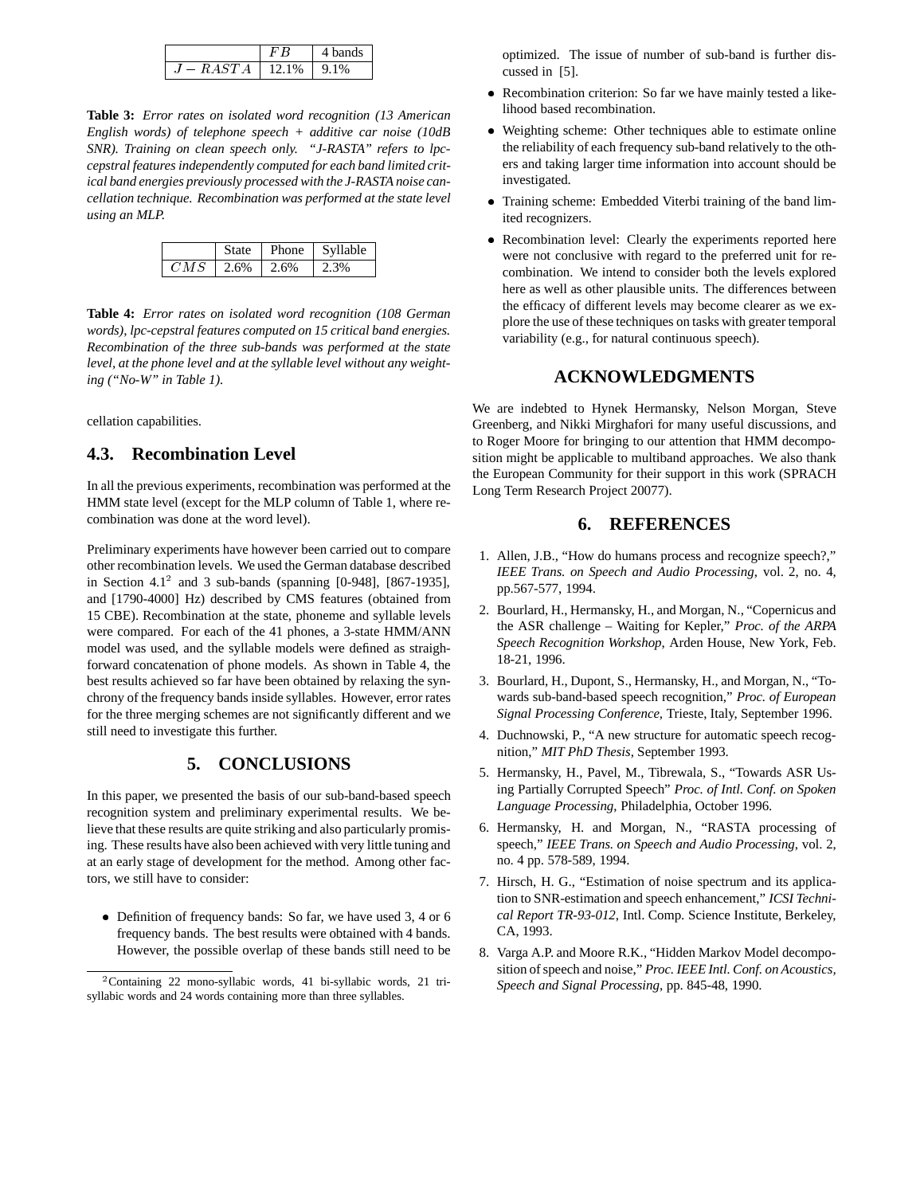| | $FB$ | 4 bands |
|---|---|---|
| $J-RASTA$ | 12.1% | 9.1% |

**Table 3:** *Error rates on isolated word recognition (13 American English words) of telephone speech + additive car noise (10dB SNR). Training on clean speech only. "J-RASTA" refers to lpc-cepstral features independently computed for each band limited critical band energies previously processed with the J-RASTA noise cancellation technique. Recombination was performed at the state level using an MLP.*

| | State | Phone | Syllable |
|---|---|---|---|
| $CMS$ | 2.6% | 2.6% | 2.3% |

**Table 4:** *Error rates on isolated word recognition (108 German words), lpc-cepstral features computed on 15 critical band energies. Recombination of the three sub-bands was performed at the state level, at the phone level and at the syllable level without any weighting ("No-W" in Table 1).*

cellation capabilities.

## 4.3. Recombination Level

In all the previous experiments, recombination was performed at the HMM state level (except for the MLP column of Table 1, where recombination was done at the word level).

Preliminary experiments have however been carried out to compare other recombination levels. We used the German database described in Section 4.1[2] and 3 sub-bands (spanning [0-948], [867-1935], and [1790-4000] Hz) described by CMS features (obtained from 15 CBE). Recombination at the state, phoneme and syllable levels were compared. For each of the 41 phones, a 3-state HMM/ANN model was used, and the syllable models were defined as straighforward concatenation of phone models. As shown in Table 4, the best results achieved so far have been obtained by relaxing the synchrony of the frequency bands inside syllables. However, error rates for the three merging schemes are not significantly different and we still need to investigate this further.

## 5. CONCLUSIONS

In this paper, we presented the basis of our sub-band-based speech recognition system and preliminary experimental results. We believe that these results are quite striking and also particularly promising. These results have also been achieved with very little tuning and at an early stage of development for the method. Among other factors, we still have to consider:

- Definition of frequency bands: So far, we have used 3, 4 or 6 frequency bands. The best results were obtained with 4 bands. However, the possible overlap of these bands still need to be optimized. The issue of number of sub-band is further discussed in [5].
- Recombination criterion: So far we have mainly tested a likelihood based recombination.
- Weighting scheme: Other techniques able to estimate online the reliability of each frequency sub-band relatively to the others and taking larger time information into account should be investigated.
- Training scheme: Embedded Viterbi training of the band limited recognizers.
- Recombination level: Clearly the experiments reported here were not conclusive with regard to the preferred unit for recombination. We intend to consider both the levels explored here as well as other plausible units. The differences between the efficacy of different levels may become clearer as we explore the use of these techniques on tasks with greater temporal variability (e.g., for natural continuous speech).

[2] Containing 22 mono-syllabic words, 41 bi-syllabic words, 21 tri-syllabic words and 24 words containing more than three syllables.

## ACKNOWLEDGMENTS

We are indebted to Hynek Hermansky, Nelson Morgan, Steve Greenberg, and Nikki Mirghafori for many useful discussions, and to Roger Moore for bringing to our attention that HMM decomposition might be applicable to multiband approaches. We also thank the European Community for their support in this work (SPRACH Long Term Research Project 20077).

## 6. REFERENCES

1. Allen, J.B., "How do humans process and recognize speech?," *IEEE Trans. on Speech and Audio Processing*, vol. 2, no. 4, pp.567-577, 1994.
2. Bourlard, H., Hermansky, H., and Morgan, N., "Copernicus and the ASR challenge – Waiting for Kepler," *Proc. of the ARPA Speech Recognition Workshop*, Arden House, New York, Feb. 18-21, 1996.
3. Bourlard, H., Dupont, S., Hermansky, H., and Morgan, N., "Towards sub-band-based speech recognition," *Proc. of European Signal Processing Conference*, Trieste, Italy, September 1996.
4. Duchnowski, P., "A new structure for automatic speech recognition," *MIT PhD Thesis*, September 1993.
5. Hermansky, H., Pavel, M., Tibrewala, S., "Towards ASR Using Partially Corrupted Speech" *Proc. of Intl. Conf. on Spoken Language Processing*, Philadelphia, October 1996.
6. Hermansky, H. and Morgan, N., "RASTA processing of speech," *IEEE Trans. on Speech and Audio Processing*, vol. 2, no. 4 pp. 578-589, 1994.
7. Hirsch, H. G., "Estimation of noise spectrum and its application to SNR-estimation and speech enhancement," *ICSI Technical Report TR-93-012*, Intl. Comp. Science Institute, Berkeley, CA, 1993.
8. Varga A.P. and Moore R.K., "Hidden Markov Model decomposition of speech and noise," *Proc. IEEE Intl. Conf. on Acoustics, Speech and Signal Processing*, pp. 845-48, 1990.